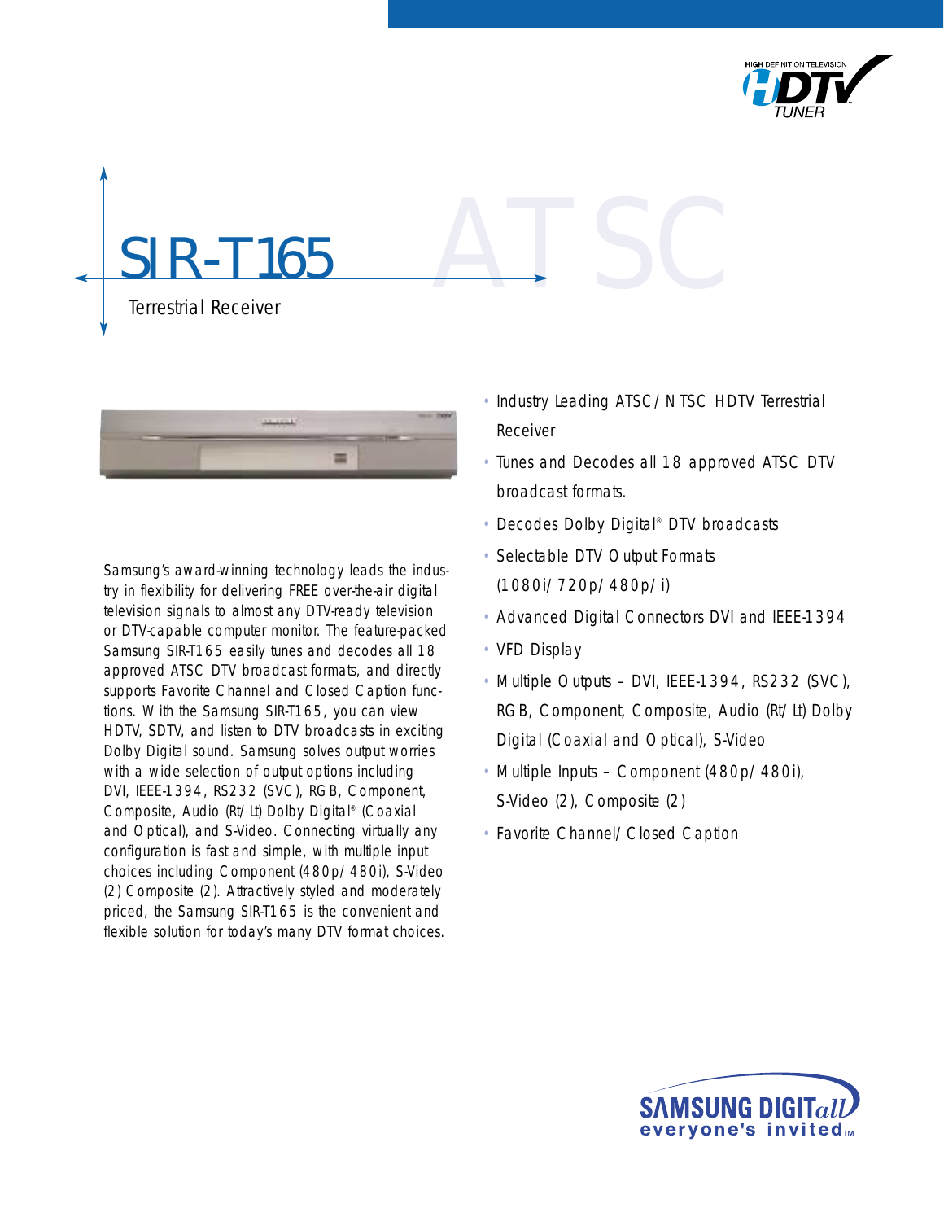# SIR-T165

Terrestrial Receiver

ATSC

Samsung's award-winning technology leads the industry in flexibility for delivering FREE over-the-air digital television signals to almost any DTV-ready television or DTV-capable computer monitor. The feature-packed Samsung SIR-T165 easily tunes and decodes all 18 approved ATSC DTV broadcast formats, and directly supports Favorite Channel and Closed Caption functions. With the Samsung SIR-T165, you can view HDTV, SDTV, and listen to DTV broadcasts in exciting Dolby Digital sound. Samsung solves output worries with a wide selection of output options including DVI, IEEE-1394, RS232 (SVC), RGB, Component, Composite, Audio (Rt/Lt) Dolby Digital® (Coaxial and Optical), and S-Video. Connecting virtually any configuration is fast and simple, with multiple input choices including Component (480p/480i), S-Video (2) Composite (2). Attractively styled and moderately priced, the Samsung SIR-T165 is the convenient and flexible solution for today's many DTV format choices.

- Industry Leading ATSC/NTSC HDTV Terrestrial Receiver
- Tunes and Decodes all 18 approved ATSC DTV broadcast formats.
- Decodes Dolby Digital® DTV broadcasts
- Selectable DTV Output Formats (1080i/720p/480p/i)
- Advanced Digital Connectors DVI and IEEE-1394
- VFD Display
- Multiple Outputs – DVI, IEEE-1394, RS232 (SVC), RGB, Component, Composite, Audio (Rt/Lt) Dolby Digital (Coaxial and Optical), S-Video
- Multiple Inputs – Component (480p/480i), S-Video (2), Composite (2)
- Favorite Channel/Closed Caption

SAMSUNG DIGITall
everyone's invited™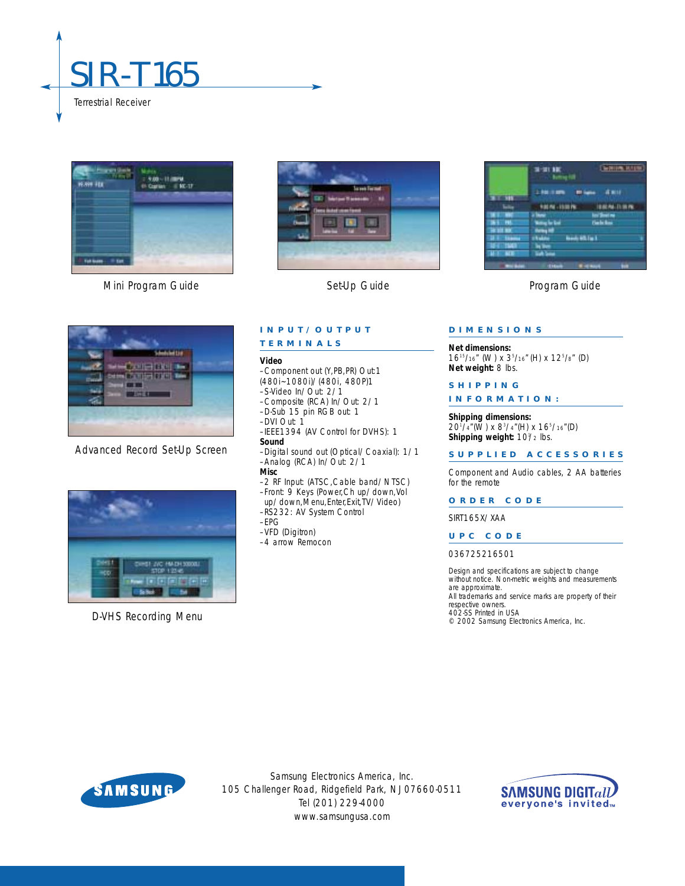# SIR-T165

Terrestrial Receiver

Mini Program Guide

Set-Up Guide

Program Guide

Advanced Record Set-Up Screen

D-VHS Recording Menu

## INPUT/OUTPUT TERMINALS

**Video**

- Component out (Y,PB,PR) Out:1 (480i~1080i)/(480i, 480P)1
- S-Video In/Out: 2/1
- Composite (RCA) In/Out: 2/1
- D-Sub 15 pin RGB out: 1
- DVI Out: 1
- IEEE1394 (AV Control for DVHS): 1

**Sound**

- Digital sound out (Optical/Coaxial): 1/1
- Analog (RCA) In/Out: 2/1

**Misc**

- 2 RF Input: (ATSC,Cable band/NTSC)
- Front: 9 Keys (Power,Ch up/down,Vol up/down,Menu,Enter,Exit,TV/Video)
- RS232: AV System Control
- EPG
- VFD (Digitron)
- 4 arrow Remocon

## DIMENSIONS

**Net dimensions:**
16 15/16" (W) x 3 5/16" (H) x 12 5/8" (D)
**Net weight:** 8 lbs.

## SHIPPING INFORMATION:

**Shipping dimensions:**
20 1/4"(W) x 8 3/4"(H) x 16 5/16"(D)
**Shipping weight:** 10 1/2 lbs.

## SUPPLIED ACCESSORIES

Component and Audio cables, 2 AA batteries for the remote

## ORDER CODE

SIRT165X/XAA

## UPC CODE

036725216501

Design and specifications are subject to change without notice. Non-metric weights and measurements are approximate.
All trademarks and service marks are property of their respective owners.
402-SS Printed in USA
© 2002 Samsung Electronics America, Inc.

SAMSUNG

Samsung Electronics America, Inc.
105 Challenger Road, Ridgefield Park, NJ 07660-0511
Tel (201) 229-4000
www.samsungusa.com

SAMSUNG DIGITall
everyone's invited™